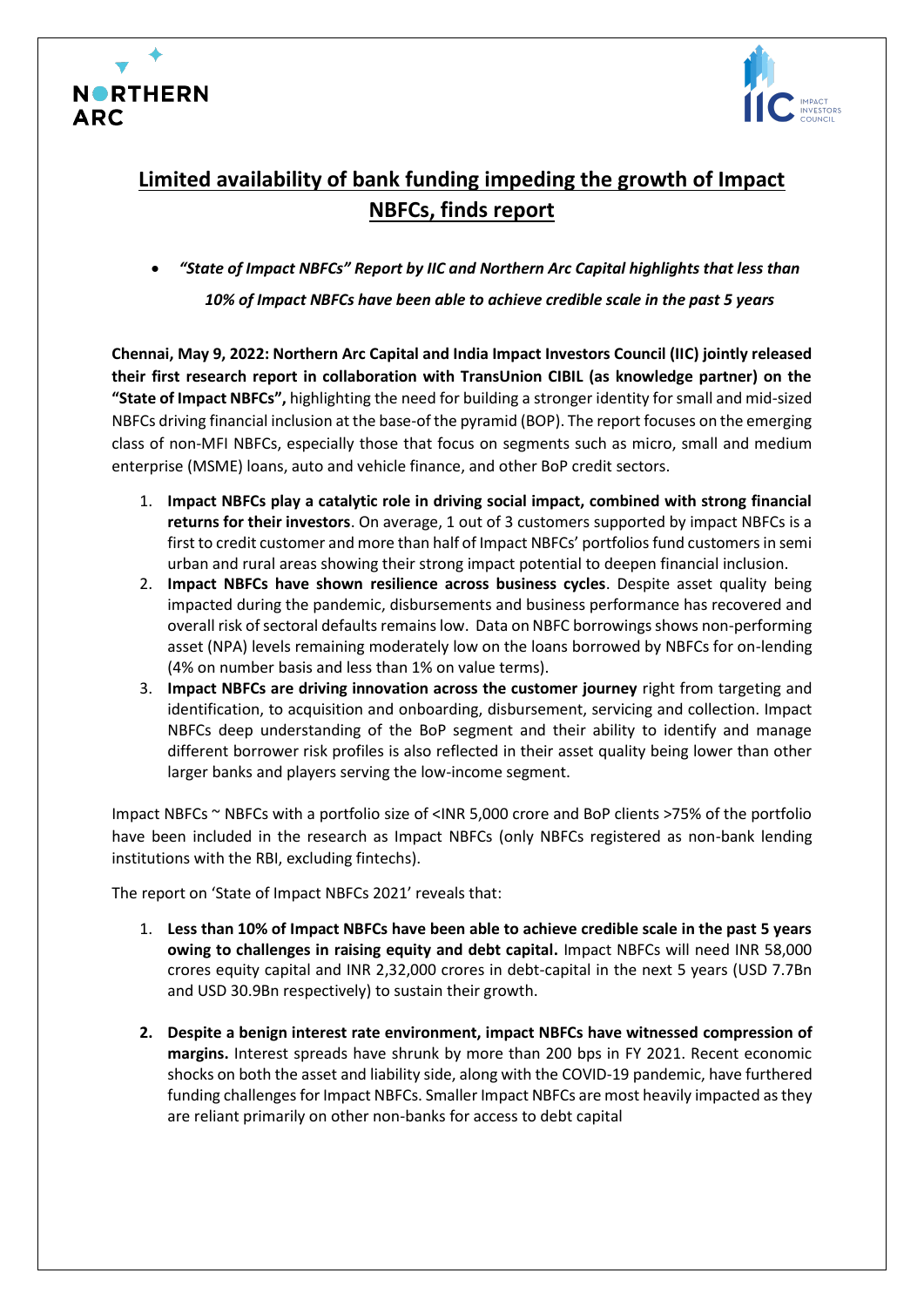# Limited availability of bank funding impeding the growth of Impact NBFCs, finds report

- *"State of Impact NBFCs" Report by IIC and Northern Arc Capital highlights that less than 10% of Impact NBFCs have been able to achieve credible scale in the past 5 years*

**Chennai, May 9, 2022: Northern Arc Capital and India Impact Investors Council (IIC) jointly released their first research report in collaboration with TransUnion CIBIL (as knowledge partner) on the "State of Impact NBFCs",** highlighting the need for building a stronger identity for small and mid-sized NBFCs driving financial inclusion at the base-of the pyramid (BOP). The report focuses on the emerging class of non-MFI NBFCs, especially those that focus on segments such as micro, small and medium enterprise (MSME) loans, auto and vehicle finance, and other BoP credit sectors.

1. **Impact NBFCs play a catalytic role in driving social impact, combined with strong financial returns for their investors**. On average, 1 out of 3 customers supported by impact NBFCs is a first to credit customer and more than half of Impact NBFCs' portfolios fund customers in semi urban and rural areas showing their strong impact potential to deepen financial inclusion.
2. **Impact NBFCs have shown resilience across business cycles**. Despite asset quality being impacted during the pandemic, disbursements and business performance has recovered and overall risk of sectoral defaults remains low. Data on NBFC borrowings shows non-performing asset (NPA) levels remaining moderately low on the loans borrowed by NBFCs for on-lending (4% on number basis and less than 1% on value terms).
3. **Impact NBFCs are driving innovation across the customer journey** right from targeting and identification, to acquisition and onboarding, disbursement, servicing and collection. Impact NBFCs deep understanding of the BoP segment and their ability to identify and manage different borrower risk profiles is also reflected in their asset quality being lower than other larger banks and players serving the low-income segment.

Impact NBFCs ~ NBFCs with a portfolio size of <INR 5,000 crore and BoP clients >75% of the portfolio have been included in the research as Impact NBFCs (only NBFCs registered as non-bank lending institutions with the RBI, excluding fintechs).

The report on 'State of Impact NBFCs 2021' reveals that:

1. **Less than 10% of Impact NBFCs have been able to achieve credible scale in the past 5 years owing to challenges in raising equity and debt capital.** Impact NBFCs will need INR 58,000 crores equity capital and INR 2,32,000 crores in debt-capital in the next 5 years (USD 7.7Bn and USD 30.9Bn respectively) to sustain their growth.

2. **Despite a benign interest rate environment, impact NBFCs have witnessed compression of margins.** Interest spreads have shrunk by more than 200 bps in FY 2021. Recent economic shocks on both the asset and liability side, along with the COVID-19 pandemic, have furthered funding challenges for Impact NBFCs. Smaller Impact NBFCs are most heavily impacted as they are reliant primarily on other non-banks for access to debt capital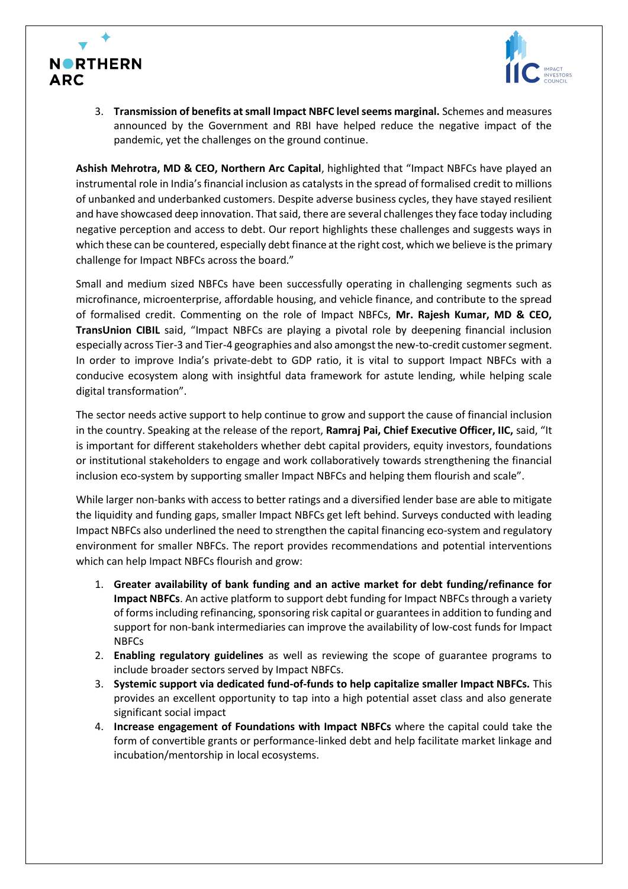3. **Transmission of benefits at small Impact NBFC level seems marginal.** Schemes and measures announced by the Government and RBI have helped reduce the negative impact of the pandemic, yet the challenges on the ground continue.

**Ashish Mehrotra, MD & CEO, Northern Arc Capital**, highlighted that "Impact NBFCs have played an instrumental role in India's financial inclusion as catalysts in the spread of formalised credit to millions of unbanked and underbanked customers. Despite adverse business cycles, they have stayed resilient and have showcased deep innovation. That said, there are several challenges they face today including negative perception and access to debt. Our report highlights these challenges and suggests ways in which these can be countered, especially debt finance at the right cost, which we believe is the primary challenge for Impact NBFCs across the board."

Small and medium sized NBFCs have been successfully operating in challenging segments such as microfinance, microenterprise, affordable housing, and vehicle finance, and contribute to the spread of formalised credit. Commenting on the role of Impact NBFCs, **Mr. Rajesh Kumar, MD & CEO, TransUnion CIBIL** said, "Impact NBFCs are playing a pivotal role by deepening financial inclusion especially across Tier-3 and Tier-4 geographies and also amongst the new-to-credit customer segment. In order to improve India's private-debt to GDP ratio, it is vital to support Impact NBFCs with a conducive ecosystem along with insightful data framework for astute lending, while helping scale digital transformation".

The sector needs active support to help continue to grow and support the cause of financial inclusion in the country. Speaking at the release of the report, **Ramraj Pai, Chief Executive Officer, IIC,** said, "It is important for different stakeholders whether debt capital providers, equity investors, foundations or institutional stakeholders to engage and work collaboratively towards strengthening the financial inclusion eco-system by supporting smaller Impact NBFCs and helping them flourish and scale".

While larger non-banks with access to better ratings and a diversified lender base are able to mitigate the liquidity and funding gaps, smaller Impact NBFCs get left behind. Surveys conducted with leading Impact NBFCs also underlined the need to strengthen the capital financing eco-system and regulatory environment for smaller NBFCs. The report provides recommendations and potential interventions which can help Impact NBFCs flourish and grow:

1. **Greater availability of bank funding and an active market for debt funding/refinance for Impact NBFCs**. An active platform to support debt funding for Impact NBFCs through a variety of forms including refinancing, sponsoring risk capital or guarantees in addition to funding and support for non-bank intermediaries can improve the availability of low-cost funds for Impact NBFCs
2. **Enabling regulatory guidelines** as well as reviewing the scope of guarantee programs to include broader sectors served by Impact NBFCs.
3. **Systemic support via dedicated fund-of-funds to help capitalize smaller Impact NBFCs.** This provides an excellent opportunity to tap into a high potential asset class and also generate significant social impact
4. **Increase engagement of Foundations with Impact NBFCs** where the capital could take the form of convertible grants or performance-linked debt and help facilitate market linkage and incubation/mentorship in local ecosystems.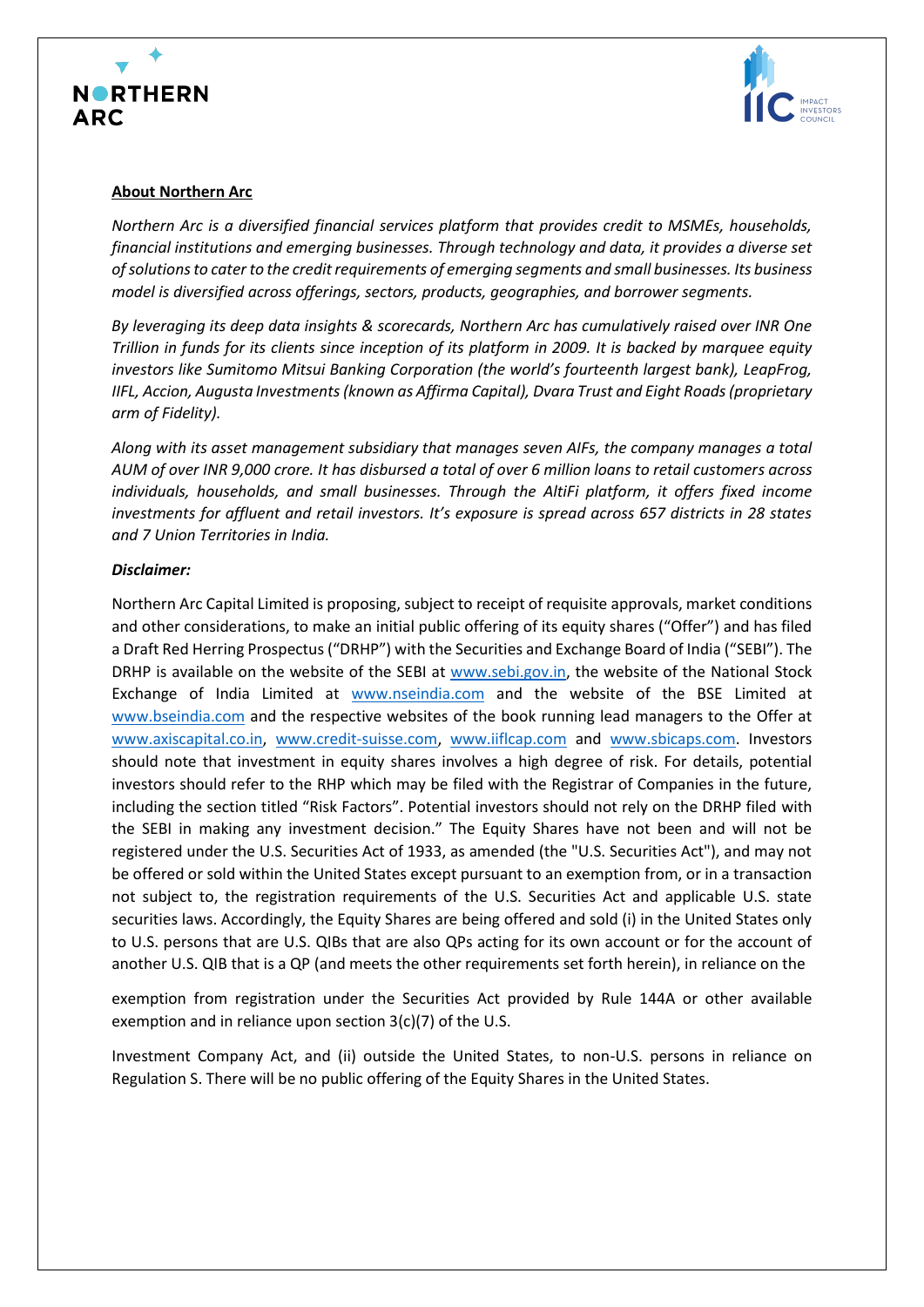**About Northern Arc**

*Northern Arc is a diversified financial services platform that provides credit to MSMEs, households, financial institutions and emerging businesses. Through technology and data, it provides a diverse set of solutions to cater to the credit requirements of emerging segments and small businesses. Its business model is diversified across offerings, sectors, products, geographies, and borrower segments.*

*By leveraging its deep data insights & scorecards, Northern Arc has cumulatively raised over INR One Trillion in funds for its clients since inception of its platform in 2009. It is backed by marquee equity investors like Sumitomo Mitsui Banking Corporation (the world's fourteenth largest bank), LeapFrog, IIFL, Accion, Augusta Investments (known as Affirma Capital), Dvara Trust and Eight Roads (proprietary arm of Fidelity).*

*Along with its asset management subsidiary that manages seven AIFs, the company manages a total AUM of over INR 9,000 crore. It has disbursed a total of over 6 million loans to retail customers across individuals, households, and small businesses. Through the AltiFi platform, it offers fixed income investments for affluent and retail investors. It's exposure is spread across 657 districts in 28 states and 7 Union Territories in India.*

***Disclaimer:***

Northern Arc Capital Limited is proposing, subject to receipt of requisite approvals, market conditions and other considerations, to make an initial public offering of its equity shares ("Offer") and has filed a Draft Red Herring Prospectus ("DRHP") with the Securities and Exchange Board of India ("SEBI"). The DRHP is available on the website of the SEBI at www.sebi.gov.in, the website of the National Stock Exchange of India Limited at www.nseindia.com and the website of the BSE Limited at www.bseindia.com and the respective websites of the book running lead managers to the Offer at www.axiscapital.co.in, www.credit-suisse.com, www.iiflcap.com and www.sbicaps.com. Investors should note that investment in equity shares involves a high degree of risk. For details, potential investors should refer to the RHP which may be filed with the Registrar of Companies in the future, including the section titled "Risk Factors". Potential investors should not rely on the DRHP filed with the SEBI in making any investment decision." The Equity Shares have not been and will not be registered under the U.S. Securities Act of 1933, as amended (the "U.S. Securities Act"), and may not be offered or sold within the United States except pursuant to an exemption from, or in a transaction not subject to, the registration requirements of the U.S. Securities Act and applicable U.S. state securities laws. Accordingly, the Equity Shares are being offered and sold (i) in the United States only to U.S. persons that are U.S. QIBs that are also QPs acting for its own account or for the account of another U.S. QIB that is a QP (and meets the other requirements set forth herein), in reliance on the

exemption from registration under the Securities Act provided by Rule 144A or other available exemption and in reliance upon section 3(c)(7) of the U.S.

Investment Company Act, and (ii) outside the United States, to non-U.S. persons in reliance on Regulation S. There will be no public offering of the Equity Shares in the United States.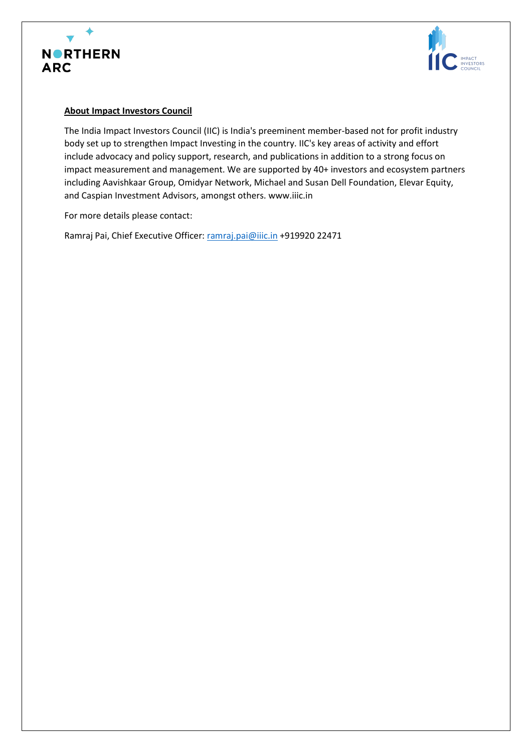**About Impact Investors Council**

The India Impact Investors Council (IIC) is India's preeminent member-based not for profit industry body set up to strengthen Impact Investing in the country. IIC's key areas of activity and effort include advocacy and policy support, research, and publications in addition to a strong focus on impact measurement and management. We are supported by 40+ investors and ecosystem partners including Aavishkaar Group, Omidyar Network, Michael and Susan Dell Foundation, Elevar Equity, and Caspian Investment Advisors, amongst others. www.iiic.in

For more details please contact:

Ramraj Pai, Chief Executive Officer: ramraj.pai@iiic.in +919920 22471